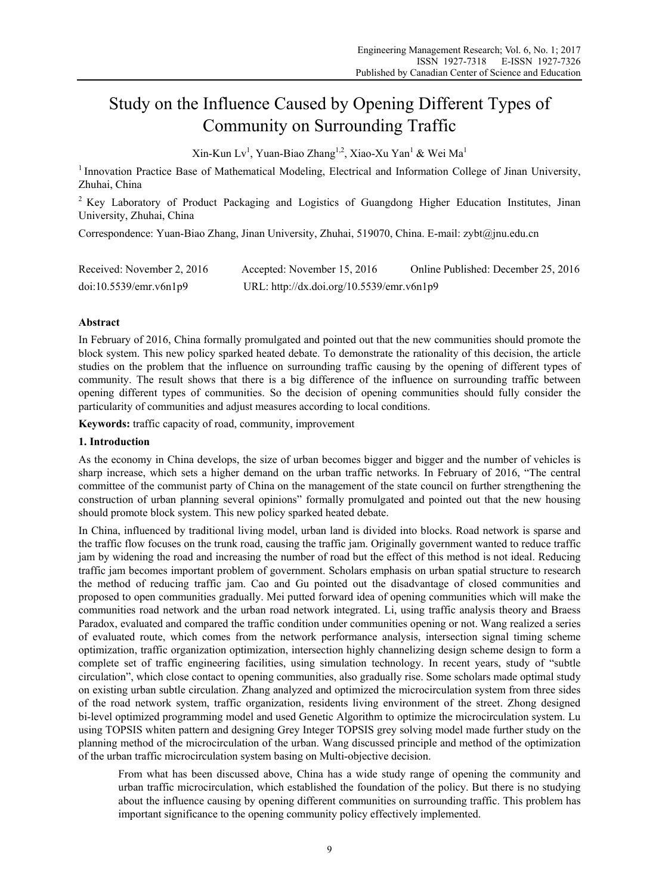# Study on the Influence Caused by Opening Different Types of Community on Surrounding Traffic

Xin-Kun Lv[1], Yuan-Biao Zhang[1,2], Xiao-Xu Yan[1] & Wei Ma[1]

[1] Innovation Practice Base of Mathematical Modeling, Electrical and Information College of Jinan University, Zhuhai, China

[2] Key Laboratory of Product Packaging and Logistics of Guangdong Higher Education Institutes, Jinan University, Zhuhai, China

Correspondence: Yuan-Biao Zhang, Jinan University, Zhuhai, 519070, China. E-mail: zybt@jnu.edu.cn

Received: November 2, 2016 Accepted: November 15, 2016 Online Published: December 25, 2016

doi:10.5539/emr.v6n1p9 URL: http://dx.doi.org/10.5539/emr.v6n1p9

## Abstract

In February of 2016, China formally promulgated and pointed out that the new communities should promote the block system. This new policy sparked heated debate. To demonstrate the rationality of this decision, the article studies on the problem that the influence on surrounding traffic causing by the opening of different types of community. The result shows that there is a big difference of the influence on surrounding traffic between opening different types of communities. So the decision of opening communities should fully consider the particularity of communities and adjust measures according to local conditions.

**Keywords:** traffic capacity of road, community, improvement

## 1. Introduction

As the economy in China develops, the size of urban becomes bigger and bigger and the number of vehicles is sharp increase, which sets a higher demand on the urban traffic networks. In February of 2016, "The central committee of the communist party of China on the management of the state council on further strengthening the construction of urban planning several opinions" formally promulgated and pointed out that the new housing should promote block system. This new policy sparked heated debate.

In China, influenced by traditional living model, urban land is divided into blocks. Road network is sparse and the traffic flow focuses on the trunk road, causing the traffic jam. Originally government wanted to reduce traffic jam by widening the road and increasing the number of road but the effect of this method is not ideal. Reducing traffic jam becomes important problem of government. Scholars emphasis on urban spatial structure to research the method of reducing traffic jam. Cao and Gu pointed out the disadvantage of closed communities and proposed to open communities gradually. Mei putted forward idea of opening communities which will make the communities road network and the urban road network integrated. Li, using traffic analysis theory and Braess Paradox, evaluated and compared the traffic condition under communities opening or not. Wang realized a series of evaluated route, which comes from the network performance analysis, intersection signal timing scheme optimization, traffic organization optimization, intersection highly channelizing design scheme design to form a complete set of traffic engineering facilities, using simulation technology. In recent years, study of "subtle circulation", which close contact to opening communities, also gradually rise. Some scholars made optimal study on existing urban subtle circulation. Zhang analyzed and optimized the microcirculation system from three sides of the road network system, traffic organization, residents living environment of the street. Zhong designed bi-level optimized programming model and used Genetic Algorithm to optimize the microcirculation system. Lu using TOPSIS whiten pattern and designing Grey Integer TOPSIS grey solving model made further study on the planning method of the microcirculation of the urban. Wang discussed principle and method of the optimization of the urban traffic microcirculation system basing on Multi-objective decision.

> From what has been discussed above, China has a wide study range of opening the community and urban traffic microcirculation, which established the foundation of the policy. But there is no studying about the influence causing by opening different communities on surrounding traffic. This problem has important significance to the opening community policy effectively implemented.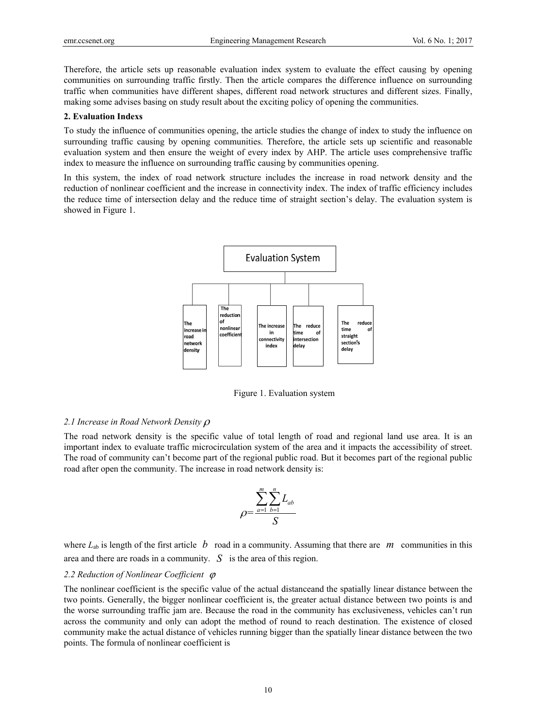Therefore, the article sets up reasonable evaluation index system to evaluate the effect causing by opening communities on surrounding traffic firstly. Then the article compares the difference influence on surrounding traffic when communities have different shapes, different road network structures and different sizes. Finally, making some advises basing on study result about the exciting policy of opening the communities.

## 2. Evaluation Indexs

To study the influence of communities opening, the article studies the change of index to study the influence on surrounding traffic causing by opening communities. Therefore, the article sets up scientific and reasonable evaluation system and then ensure the weight of every index by AHP. The article uses comprehensive traffic index to measure the influence on surrounding traffic causing by communities opening.

In this system, the index of road network structure includes the increase in road network density and the reduction of nonlinear coefficient and the increase in connectivity index. The index of traffic efficiency includes the reduce time of intersection delay and the reduce time of straight section's delay. The evaluation system is showed in Figure 1.

Evaluation System

The increase in road network density | The reduction of nonlinear coefficient | The increase in connectivity index | The reduce time of intersection delay | The reduce time of straight section's delay

Figure 1. Evaluation system

### 2.1 Increase in Road Network Density $\rho$

The road network density is the specific value of total length of road and regional land use area. It is an important index to evaluate traffic microcirculation system of the area and it impacts the accessibility of street. The road of community can't become part of the regional public road. But it becomes part of the regional public road after open the community. The increase in road network density is:

$$\rho = \frac{\sum_{a=1}^{m}\sum_{b=1}^{n} L_{ab}}{S}$$

where $L_{ab}$ is length of the first article $b$ road in a community. Assuming that there are $m$ communities in this area and there are roads in a community. $S$ is the area of this region.

### 2.2 Reduction of Nonlinear Coefficient $\varphi$

The nonlinear coefficient is the specific value of the actual distanceand the spatially linear distance between the two points. Generally, the bigger nonlinear coefficient is, the greater actual distance between two points is and the worse surrounding traffic jam are. Because the road in the community has exclusiveness, vehicles can't run across the community and only can adopt the method of round to reach destination. The existence of closed community make the actual distance of vehicles running bigger than the spatially linear distance between the two points. The formula of nonlinear coefficient is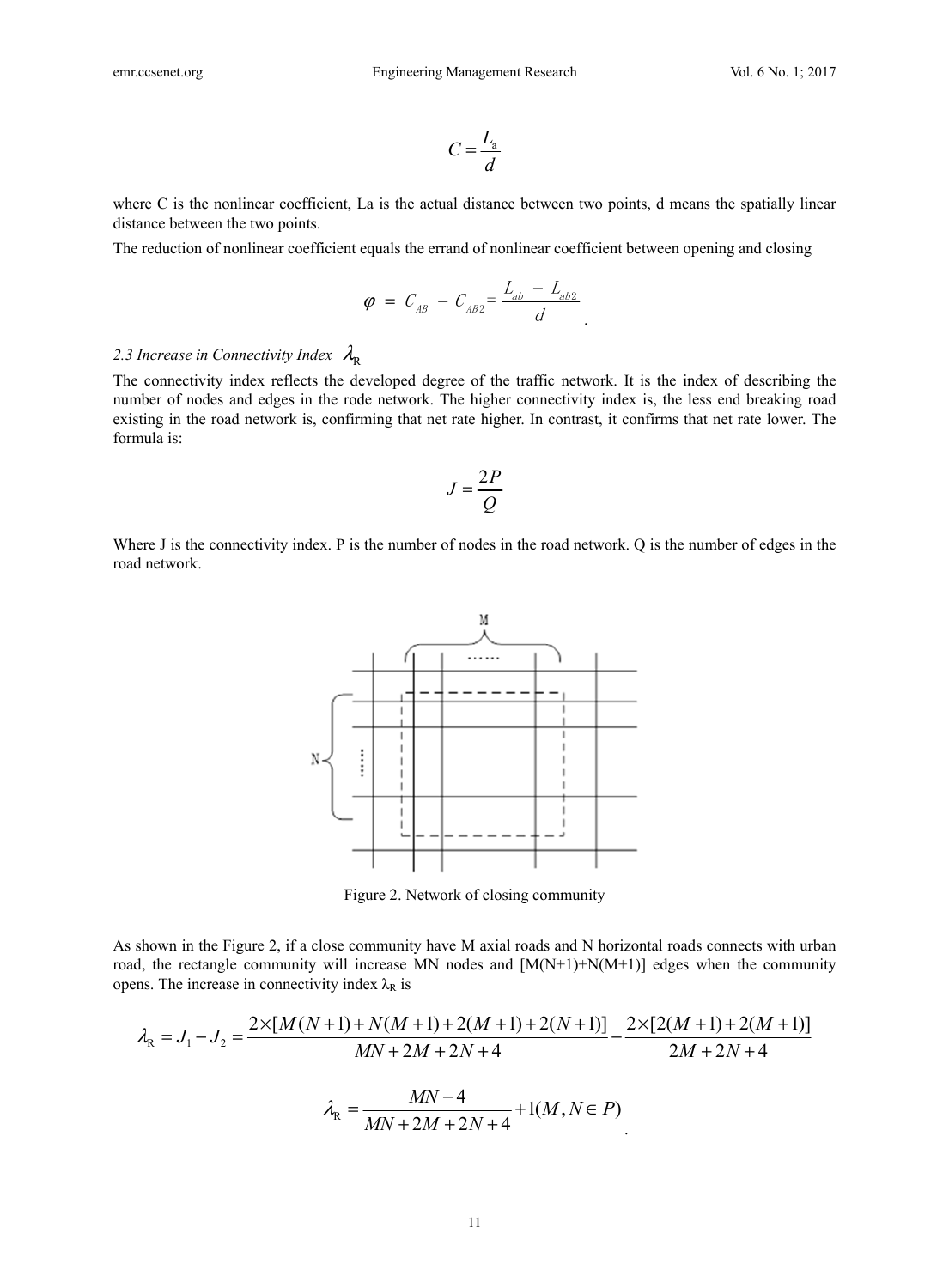$$C = \frac{L_a}{d}$$

where C is the nonlinear coefficient, La is the actual distance between two points, d means the spatially linear distance between the two points.

The reduction of nonlinear coefficient equals the errand of nonlinear coefficient between opening and closing

$$\varphi = C_{AB} - C_{AB2} = \frac{L_{ab} - L_{ab2}}{d}.$$

### *2.3 Increase in Connectivity Index $\lambda_R$*

The connectivity index reflects the developed degree of the traffic network. It is the index of describing the number of nodes and edges in the rode network. The higher connectivity index is, the less end breaking road existing in the road network is, confirming that net rate higher. In contrast, it confirms that net rate lower. The formula is:

$$J = \frac{2P}{Q}$$

Where J is the connectivity index. P is the number of nodes in the road network. Q is the number of edges in the road network.

Figure 2. Network of closing community

As shown in the Figure 2, if a close community have M axial roads and N horizontal roads connects with urban road, the rectangle community will increase MN nodes and [M(N+1)+N(M+1)] edges when the community opens. The increase in connectivity index $\lambda_R$ is

$$\lambda_R = J_1 - J_2 = \frac{2\times[M(N+1)+N(M+1)+2(M+1)+2(N+1)]}{MN+2M+2N+4} - \frac{2\times[2(M+1)+2(M+1)]}{2M+2N+4}$$

$$\lambda_R = \frac{MN-4}{MN+2M+2N+4} + 1(M, N \in P).$$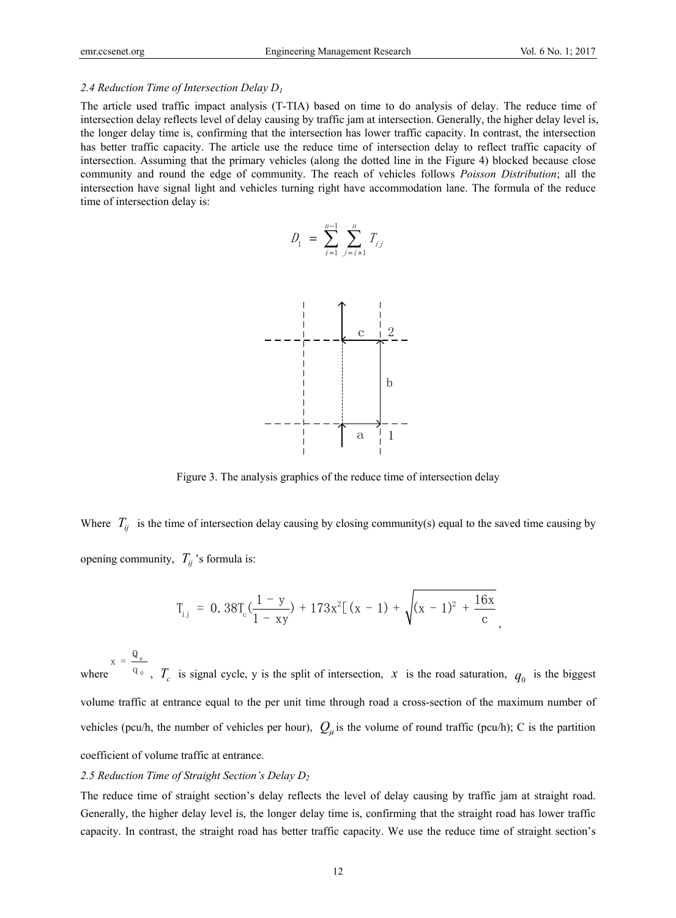### 2.4 Reduction Time of Intersection Delay $D_1$

The article used traffic impact analysis (T-TIA) based on time to do analysis of delay. The reduce time of intersection delay reflects level of delay causing by traffic jam at intersection. Generally, the higher delay level is, the longer delay time is, confirming that the intersection has lower traffic capacity. In contrast, the intersection has better traffic capacity. The article use the reduce time of intersection delay to reflect traffic capacity of intersection. Assuming that the primary vehicles (along the dotted line in the Figure 4) blocked because close community and round the edge of community. The reach of vehicles follows *Poisson Distribution*; all the intersection have signal light and vehicles turning right have accommodation lane. The formula of the reduce time of intersection delay is:

$$D_1 = \sum_{i=1}^{n-1} \sum_{j=i+1}^{n} T_{ij}$$

Figure 3. The analysis graphics of the reduce time of intersection delay

Where $T_{ij}$ is the time of intersection delay causing by closing community(s) equal to the saved time causing by opening community, $T_{ij}$'s formula is:

$$T_{ij} = 0.38T_c\left(\frac{1-y}{1-xy}\right) + 173x^2\left[(x-1) + \sqrt{(x-1)^2 + \frac{16x}{c}}\right.,$$

where $x = \frac{Q_\mu}{q_0}$, $T_c$ is signal cycle, y is the split of intersection, $x$ is the road saturation, $q_0$ is the biggest volume traffic at entrance equal to the per unit time through road a cross-section of the maximum number of vehicles (pcu/h, the number of vehicles per hour), $Q_\mu$ is the volume of round traffic (pcu/h); C is the partition coefficient of volume traffic at entrance.

### 2.5 Reduction Time of Straight Section's Delay $D_2$

The reduce time of straight section's delay reflects the level of delay causing by traffic jam at straight road. Generally, the higher delay level is, the longer delay time is, confirming that the straight road has lower traffic capacity. In contrast, the straight road has better traffic capacity. We use the reduce time of straight section's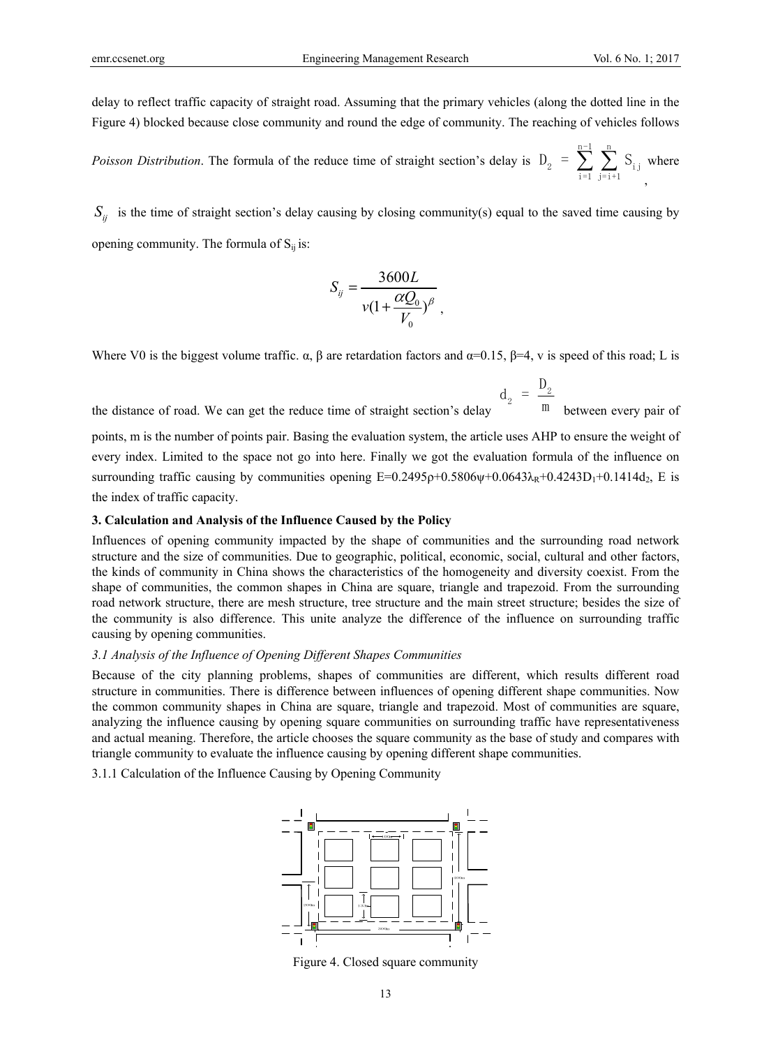delay to reflect traffic capacity of straight road. Assuming that the primary vehicles (along the dotted line in the Figure 4) blocked because close community and round the edge of community. The reaching of vehicles follows *Poisson Distribution*. The formula of the reduce time of straight section's delay is $D_2 = \sum_{i=1}^{n-1} \sum_{j=i+1}^{n} S_{ij}$, where $S_{ij}$ is the time of straight section's delay causing by closing community(s) equal to the saved time causing by opening community. The formula of $S_{ij}$ is:

$$S_{ij} = \frac{3600L}{v(1+\frac{\alpha Q_0}{V_0})^{\beta}},$$

Where V0 is the biggest volume traffic. α, β are retardation factors and α=0.15, β=4, v is speed of this road; L is the distance of road. We can get the reduce time of straight section's delay $d_2 = \frac{D_2}{m}$ between every pair of points, m is the number of points pair. Basing the evaluation system, the article uses AHP to ensure the weight of every index. Limited to the space not go into here. Finally we got the evaluation formula of the influence on surrounding traffic causing by communities opening $E=0.2495\rho+0.5806\psi+0.0643\lambda_R+0.4243D_1+0.1414d_2$, E is the index of traffic capacity.

## 3. Calculation and Analysis of the Influence Caused by the Policy

Influences of opening community impacted by the shape of communities and the surrounding road network structure and the size of communities. Due to geographic, political, economic, social, cultural and other factors, the kinds of community in China shows the characteristics of the homogeneity and diversity coexist. From the shape of communities, the common shapes in China are square, triangle and trapezoid. From the surrounding road network structure, there are mesh structure, tree structure and the main street structure; besides the size of the community is also difference. This unite analyze the difference of the influence on surrounding traffic causing by opening communities.

### *3.1 Analysis of the Influence of Opening Different Shapes Communities*

Because of the city planning problems, shapes of communities are different, which results different road structure in communities. There is difference between influences of opening different shape communities. Now the common community shapes in China are square, triangle and trapezoid. Most of communities are square, analyzing the influence causing by opening square communities on surrounding traffic have representativeness and actual meaning. Therefore, the article chooses the square community as the base of study and compares with triangle community to evaluate the influence causing by opening different shape communities.

#### 3.1.1 Calculation of the Influence Causing by Opening Community

Figure 4. Closed square community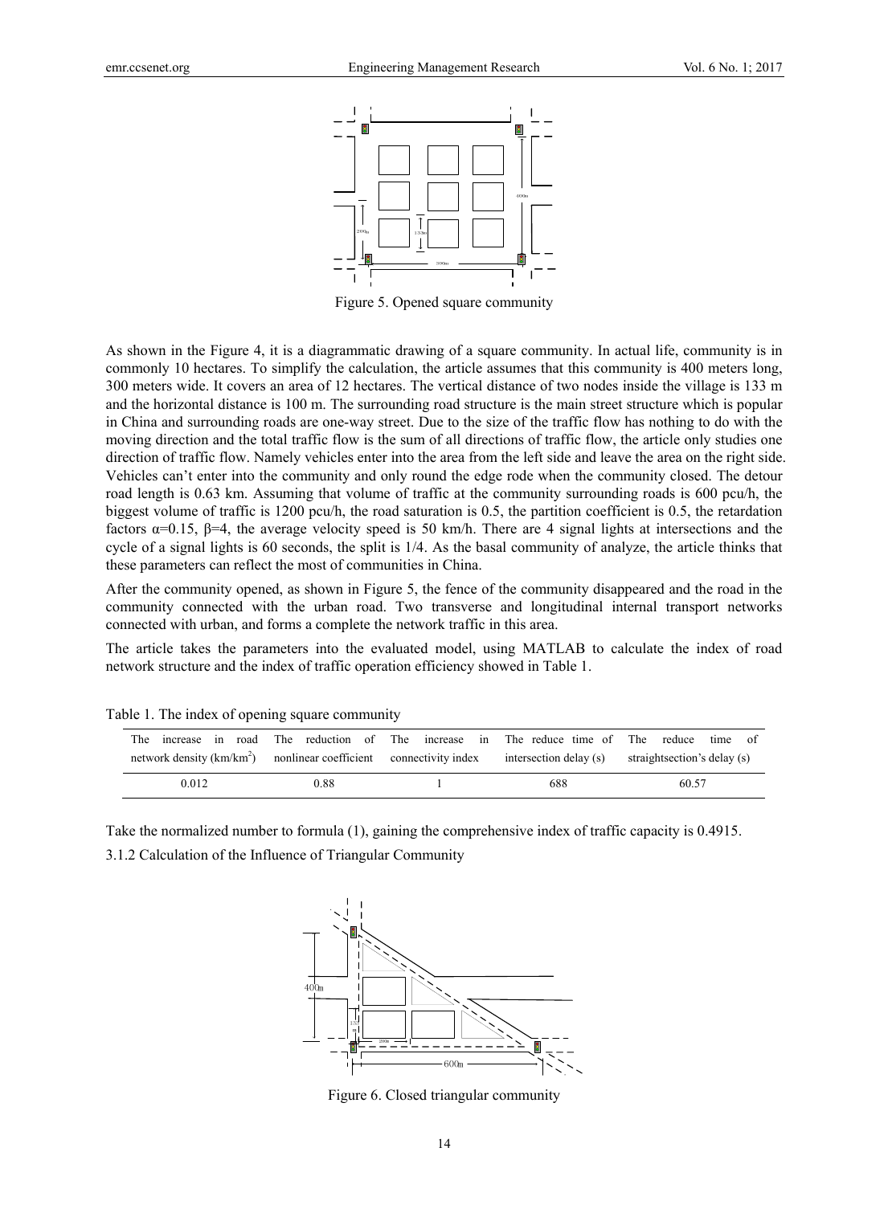Figure 5. Opened square community

As shown in the Figure 4, it is a diagrammatic drawing of a square community. In actual life, community is in commonly 10 hectares. To simplify the calculation, the article assumes that this community is 400 meters long, 300 meters wide. It covers an area of 12 hectares. The vertical distance of two nodes inside the village is 133 m and the horizontal distance is 100 m. The surrounding road structure is the main street structure which is popular in China and surrounding roads are one-way street. Due to the size of the traffic flow has nothing to do with the moving direction and the total traffic flow is the sum of all directions of traffic flow, the article only studies one direction of traffic flow. Namely vehicles enter into the area from the left side and leave the area on the right side. Vehicles can't enter into the community and only round the edge rode when the community closed. The detour road length is 0.63 km. Assuming that volume of traffic at the community surrounding roads is 600 pcu/h, the biggest volume of traffic is 1200 pcu/h, the road saturation is 0.5, the partition coefficient is 0.5, the retardation factors $\alpha$=0.15, $\beta$=4, the average velocity speed is 50 km/h. There are 4 signal lights at intersections and the cycle of a signal lights is 60 seconds, the split is 1/4. As the basal community of analyze, the article thinks that these parameters can reflect the most of communities in China.

After the community opened, as shown in Figure 5, the fence of the community disappeared and the road in the community connected with the urban road. Two transverse and longitudinal internal transport networks connected with urban, and forms a complete the network traffic in this area.

The article takes the parameters into the evaluated model, using MATLAB to calculate the index of road network structure and the index of traffic operation efficiency showed in Table 1.

Table 1. The index of opening square community

| The increase in road network density (km/km$^2$) | The reduction of nonlinear coefficient | The increase in connectivity index | The reduce time of intersection delay (s) | The reduce time of straightsection's delay (s) |
|---|---|---|---|---|
| 0.012 | 0.88 | 1 | 688 | 60.57 |

Take the normalized number to formula (1), gaining the comprehensive index of traffic capacity is 0.4915.

3.1.2 Calculation of the Influence of Triangular Community

Figure 6. Closed triangular community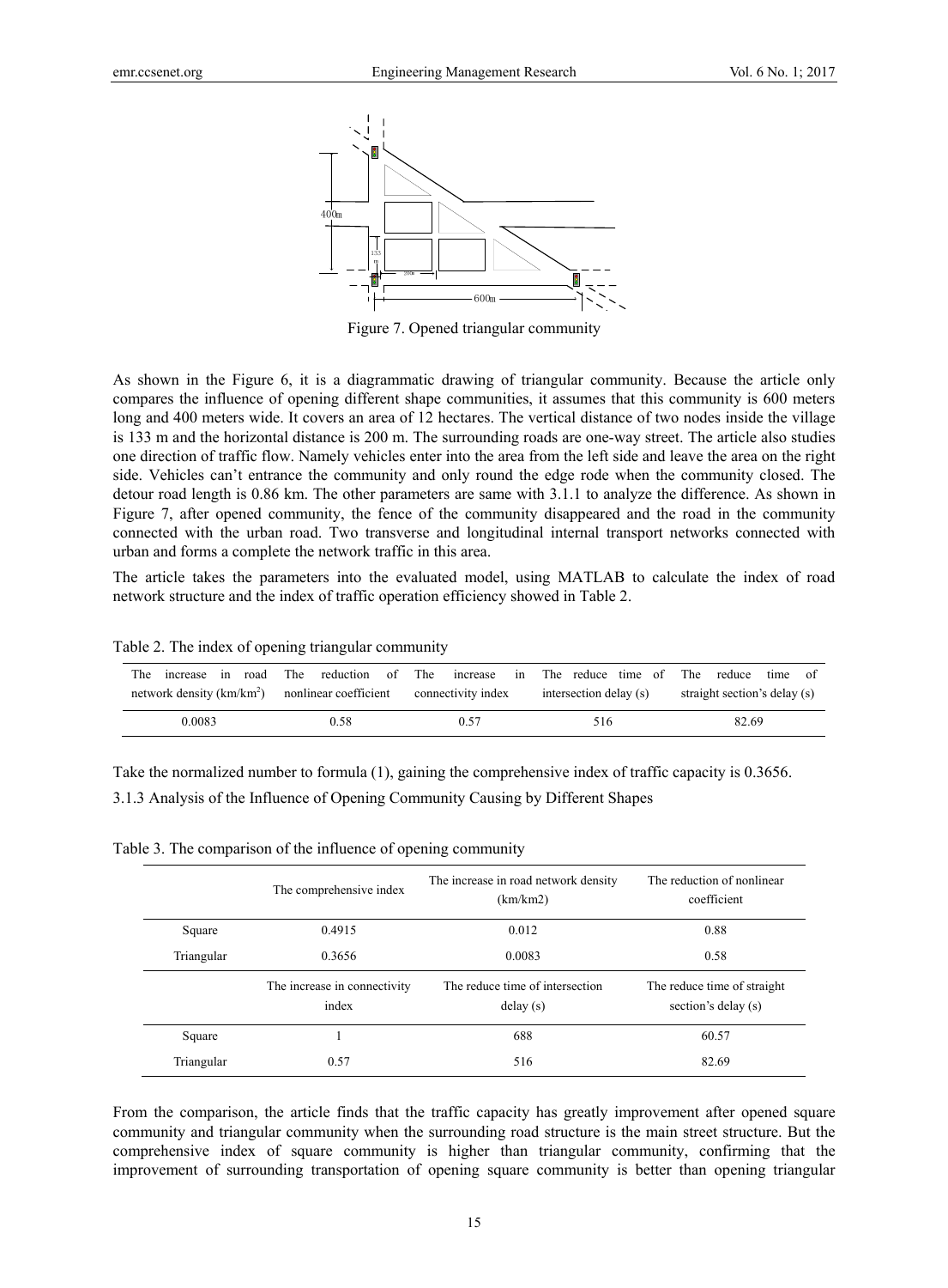Figure 7. Opened triangular community

As shown in the Figure 6, it is a diagrammatic drawing of triangular community. Because the article only compares the influence of opening different shape communities, it assumes that this community is 600 meters long and 400 meters wide. It covers an area of 12 hectares. The vertical distance of two nodes inside the village is 133 m and the horizontal distance is 200 m. The surrounding roads are one-way street. The article also studies one direction of traffic flow. Namely vehicles enter into the area from the left side and leave the area on the right side. Vehicles can't entrance the community and only round the edge rode when the community closed. The detour road length is 0.86 km. The other parameters are same with 3.1.1 to analyze the difference. As shown in Figure 7, after opened community, the fence of the community disappeared and the road in the community connected with the urban road. Two transverse and longitudinal internal transport networks connected with urban and forms a complete the network traffic in this area.

The article takes the parameters into the evaluated model, using MATLAB to calculate the index of road network structure and the index of traffic operation efficiency showed in Table 2.

Table 2. The index of opening triangular community

| The increase in road network density (km/km$^2$) | The reduction of nonlinear coefficient | The increase in connectivity index | The reduce time of intersection delay (s) | The reduce time of straight section's delay (s) |
|---|---|---|---|---|
| 0.0083 | 0.58 | 0.57 | 516 | 82.69 |

Take the normalized number to formula (1), gaining the comprehensive index of traffic capacity is 0.3656.

3.1.3 Analysis of the Influence of Opening Community Causing by Different Shapes

Table 3. The comparison of the influence of opening community

| | The comprehensive index | The increase in road network density (km/km2) | The reduction of nonlinear coefficient |
|---|---|---|---|
| Square | 0.4915 | 0.012 | 0.88 |
| Triangular | 0.3656 | 0.0083 | 0.58 |
| | **The increase in connectivity index** | **The reduce time of intersection delay (s)** | **The reduce time of straight section's delay (s)** |
| Square | 1 | 688 | 60.57 |
| Triangular | 0.57 | 516 | 82.69 |

From the comparison, the article finds that the traffic capacity has greatly improvement after opened square community and triangular community when the surrounding road structure is the main street structure. But the comprehensive index of square community is higher than triangular community, confirming that the improvement of surrounding transportation of opening square community is better than opening triangular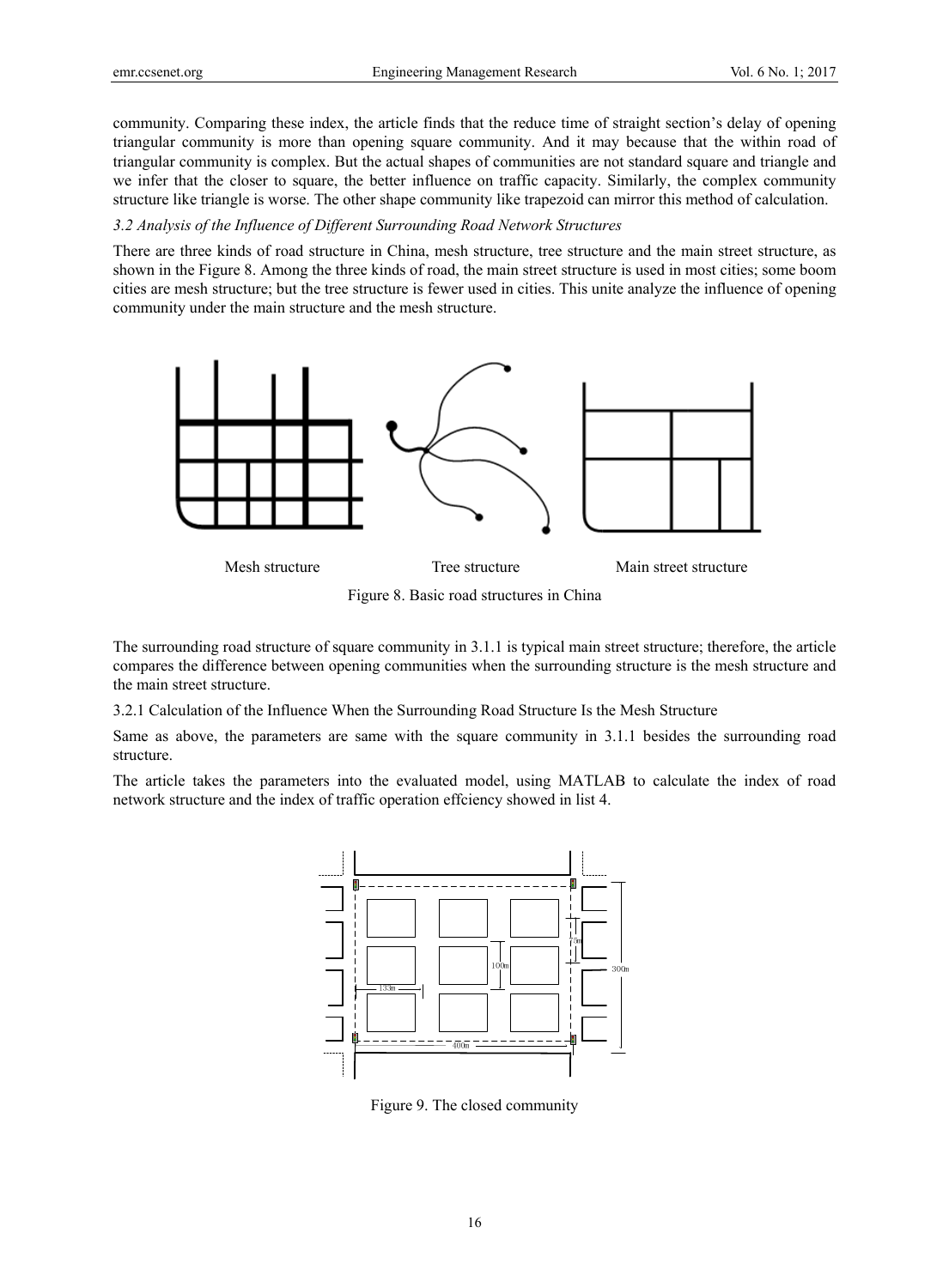community. Comparing these index, the article finds that the reduce time of straight section's delay of opening triangular community is more than opening square community. And it may because that the within road of triangular community is complex. But the actual shapes of communities are not standard square and triangle and we infer that the closer to square, the better influence on traffic capacity. Similarly, the complex community structure like triangle is worse. The other shape community like trapezoid can mirror this method of calculation.

### *3.2 Analysis of the Influence of Different Surrounding Road Network Structures*

There are three kinds of road structure in China, mesh structure, tree structure and the main street structure, as shown in the Figure 8. Among the three kinds of road, the main street structure is used in most cities; some boom cities are mesh structure; but the tree structure is fewer used in cities. This unite analyze the influence of opening community under the main structure and the mesh structure.

Mesh structure Tree structure Main street structure

Figure 8. Basic road structures in China

The surrounding road structure of square community in 3.1.1 is typical main street structure; therefore, the article compares the difference between opening communities when the surrounding structure is the mesh structure and the main street structure.

#### 3.2.1 Calculation of the Influence When the Surrounding Road Structure Is the Mesh Structure

Same as above, the parameters are same with the square community in 3.1.1 besides the surrounding road structure.

The article takes the parameters into the evaluated model, using MATLAB to calculate the index of road network structure and the index of traffic operation effciency showed in list 4.

Figure 9. The closed community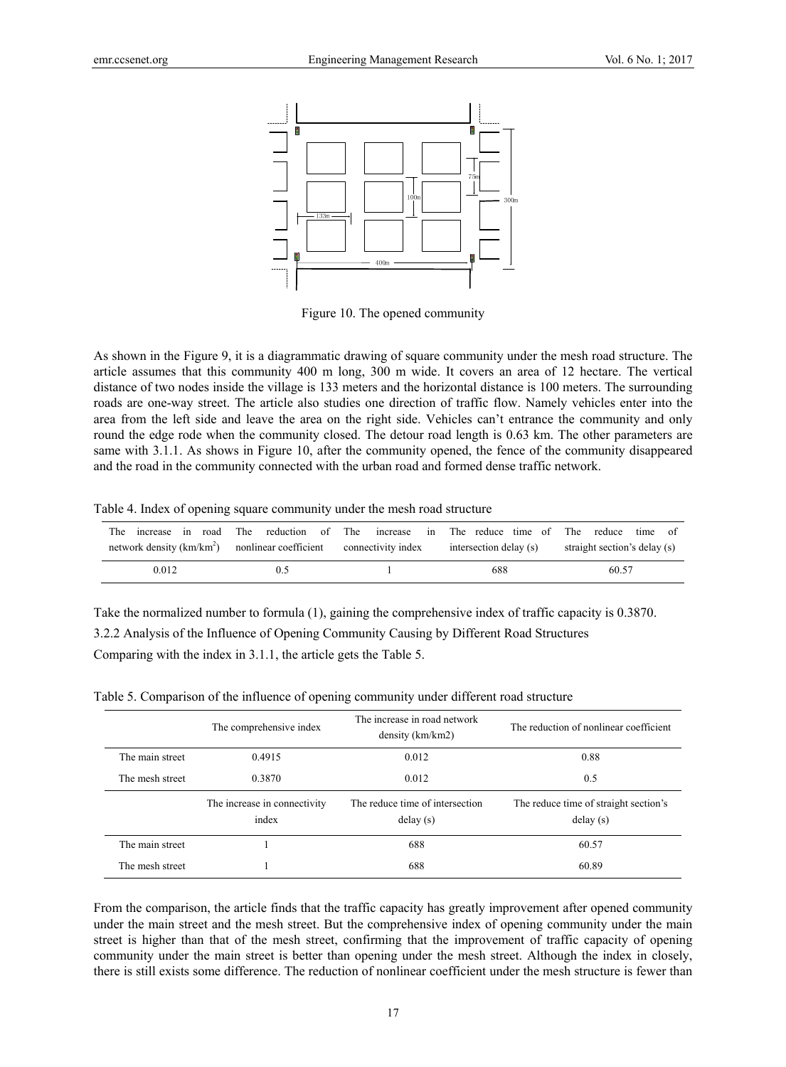Figure 10. The opened community

As shown in the Figure 9, it is a diagrammatic drawing of square community under the mesh road structure. The article assumes that this community 400 m long, 300 m wide. It covers an area of 12 hectare. The vertical distance of two nodes inside the village is 133 meters and the horizontal distance is 100 meters. The surrounding roads are one-way street. The article also studies one direction of traffic flow. Namely vehicles enter into the area from the left side and leave the area on the right side. Vehicles can't entrance the community and only round the edge rode when the community closed. The detour road length is 0.63 km. The other parameters are same with 3.1.1. As shows in Figure 10, after the community opened, the fence of the community disappeared and the road in the community connected with the urban road and formed dense traffic network.

Table 4. Index of opening square community under the mesh road structure

| The increase in road network density (km/km$^2$) | The reduction of nonlinear coefficient | The increase in connectivity index | The reduce time of intersection delay (s) | The reduce time of straight section's delay (s) |
|---|---|---|---|---|
| 0.012 | 0.5 | 1 | 688 | 60.57 |

Take the normalized number to formula (1), gaining the comprehensive index of traffic capacity is 0.3870.

3.2.2 Analysis of the Influence of Opening Community Causing by Different Road Structures

Comparing with the index in 3.1.1, the article gets the Table 5.

Table 5. Comparison of the influence of opening community under different road structure

| | The comprehensive index | The increase in road network density (km/km2) | The reduction of nonlinear coefficient |
|---|---|---|---|
| The main street | 0.4915 | 0.012 | 0.88 |
| The mesh street | 0.3870 | 0.012 | 0.5 |
| | **The increase in connectivity index** | **The reduce time of intersection delay (s)** | **The reduce time of straight section's delay (s)** |
| The main street | 1 | 688 | 60.57 |
| The mesh street | 1 | 688 | 60.89 |

From the comparison, the article finds that the traffic capacity has greatly improvement after opened community under the main street and the mesh street. But the comprehensive index of opening community under the main street is higher than that of the mesh street, confirming that the improvement of traffic capacity of opening community under the main street is better than opening under the mesh street. Although the index in closely, there is still exists some difference. The reduction of nonlinear coefficient under the mesh structure is fewer than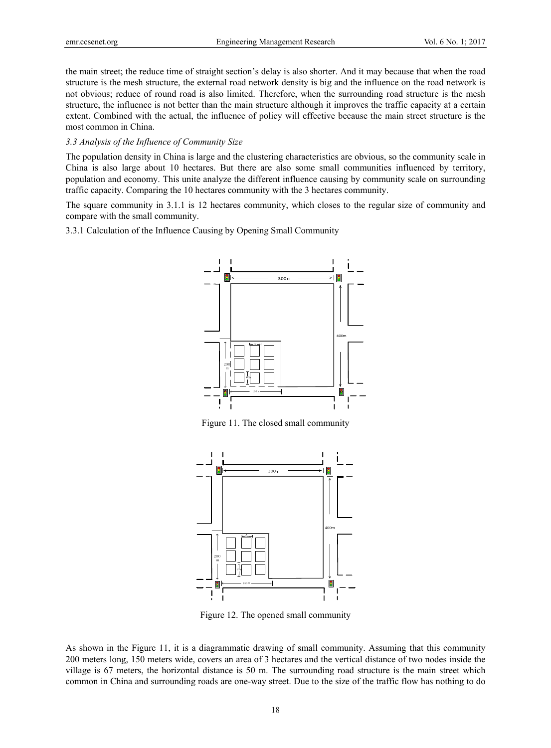the main street; the reduce time of straight section's delay is also shorter. And it may because that when the road structure is the mesh structure, the external road network density is big and the influence on the road network is not obvious; reduce of round road is also limited. Therefore, when the surrounding road structure is the mesh structure, the influence is not better than the main structure although it improves the traffic capacity at a certain extent. Combined with the actual, the influence of policy will effective because the main street structure is the most common in China.

### *3.3 Analysis of the Influence of Community Size*

The population density in China is large and the clustering characteristics are obvious, so the community scale in China is also large about 10 hectares. But there are also some small communities influenced by territory, population and economy. This unite analyze the different influence causing by community scale on surrounding traffic capacity. Comparing the 10 hectares community with the 3 hectares community.

The square community in 3.1.1 is 12 hectares community, which closes to the regular size of community and compare with the small community.

#### 3.3.1 Calculation of the Influence Causing by Opening Small Community

Figure 11. The closed small community

Figure 12. The opened small community

As shown in the Figure 11, it is a diagrammatic drawing of small community. Assuming that this community 200 meters long, 150 meters wide, covers an area of 3 hectares and the vertical distance of two nodes inside the village is 67 meters, the horizontal distance is 50 m. The surrounding road structure is the main street which common in China and surrounding roads are one-way street. Due to the size of the traffic flow has nothing to do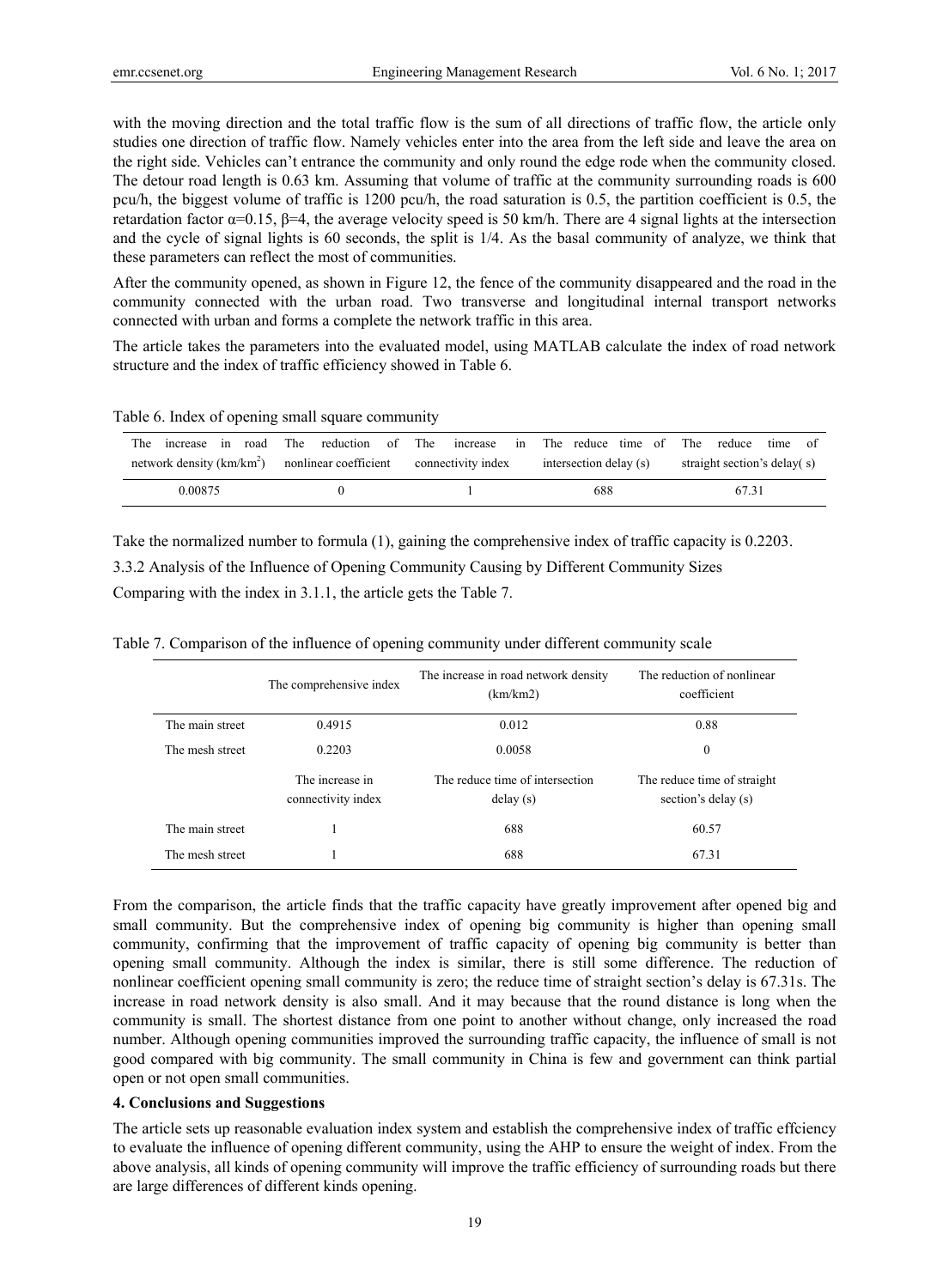with the moving direction and the total traffic flow is the sum of all directions of traffic flow, the article only studies one direction of traffic flow. Namely vehicles enter into the area from the left side and leave the area on the right side. Vehicles can't entrance the community and only round the edge rode when the community closed. The detour road length is 0.63 km. Assuming that volume of traffic at the community surrounding roads is 600 pcu/h, the biggest volume of traffic is 1200 pcu/h, the road saturation is 0.5, the partition coefficient is 0.5, the retardation factor $\alpha$=0.15, $\beta$=4, the average velocity speed is 50 km/h. There are 4 signal lights at the intersection and the cycle of signal lights is 60 seconds, the split is 1/4. As the basal community of analyze, we think that these parameters can reflect the most of communities.

After the community opened, as shown in Figure 12, the fence of the community disappeared and the road in the community connected with the urban road. Two transverse and longitudinal internal transport networks connected with urban and forms a complete the network traffic in this area.

The article takes the parameters into the evaluated model, using MATLAB calculate the index of road network structure and the index of traffic efficiency showed in Table 6.

Table 6. Index of opening small square community

| The increase in road network density (km/km$^2$) | The reduction of nonlinear coefficient | The increase in connectivity index | The reduce time of intersection delay (s) | The reduce time of straight section's delay( s) |
|---|---|---|---|---|
| 0.00875 | 0 | 1 | 688 | 67.31 |

Take the normalized number to formula (1), gaining the comprehensive index of traffic capacity is 0.2203.

3.3.2 Analysis of the Influence of Opening Community Causing by Different Community Sizes

Comparing with the index in 3.1.1, the article gets the Table 7.

Table 7. Comparison of the influence of opening community under different community scale

| | The comprehensive index | The increase in road network density (km/km2) | The reduction of nonlinear coefficient |
|---|---|---|---|
| The main street | 0.4915 | 0.012 | 0.88 |
| The mesh street | 0.2203 | 0.0058 | 0 |
| | The increase in connectivity index | The reduce time of intersection delay (s) | The reduce time of straight section's delay (s) |
| The main street | 1 | 688 | 60.57 |
| The mesh street | 1 | 688 | 67.31 |

From the comparison, the article finds that the traffic capacity have greatly improvement after opened big and small community. But the comprehensive index of opening big community is higher than opening small community, confirming that the improvement of traffic capacity of opening big community is better than opening small community. Although the index is similar, there is still some difference. The reduction of nonlinear coefficient opening small community is zero; the reduce time of straight section's delay is 67.31s. The increase in road network density is also small. And it may because that the round distance is long when the community is small. The shortest distance from one point to another without change, only increased the road number. Although opening communities improved the surrounding traffic capacity, the influence of small is not good compared with big community. The small community in China is few and government can think partial open or not open small communities.

## 4. Conclusions and Suggestions

The article sets up reasonable evaluation index system and establish the comprehensive index of traffic effciency to evaluate the influence of opening different community, using the AHP to ensure the weight of index. From the above analysis, all kinds of opening community will improve the traffic efficiency of surrounding roads but there are large differences of different kinds opening.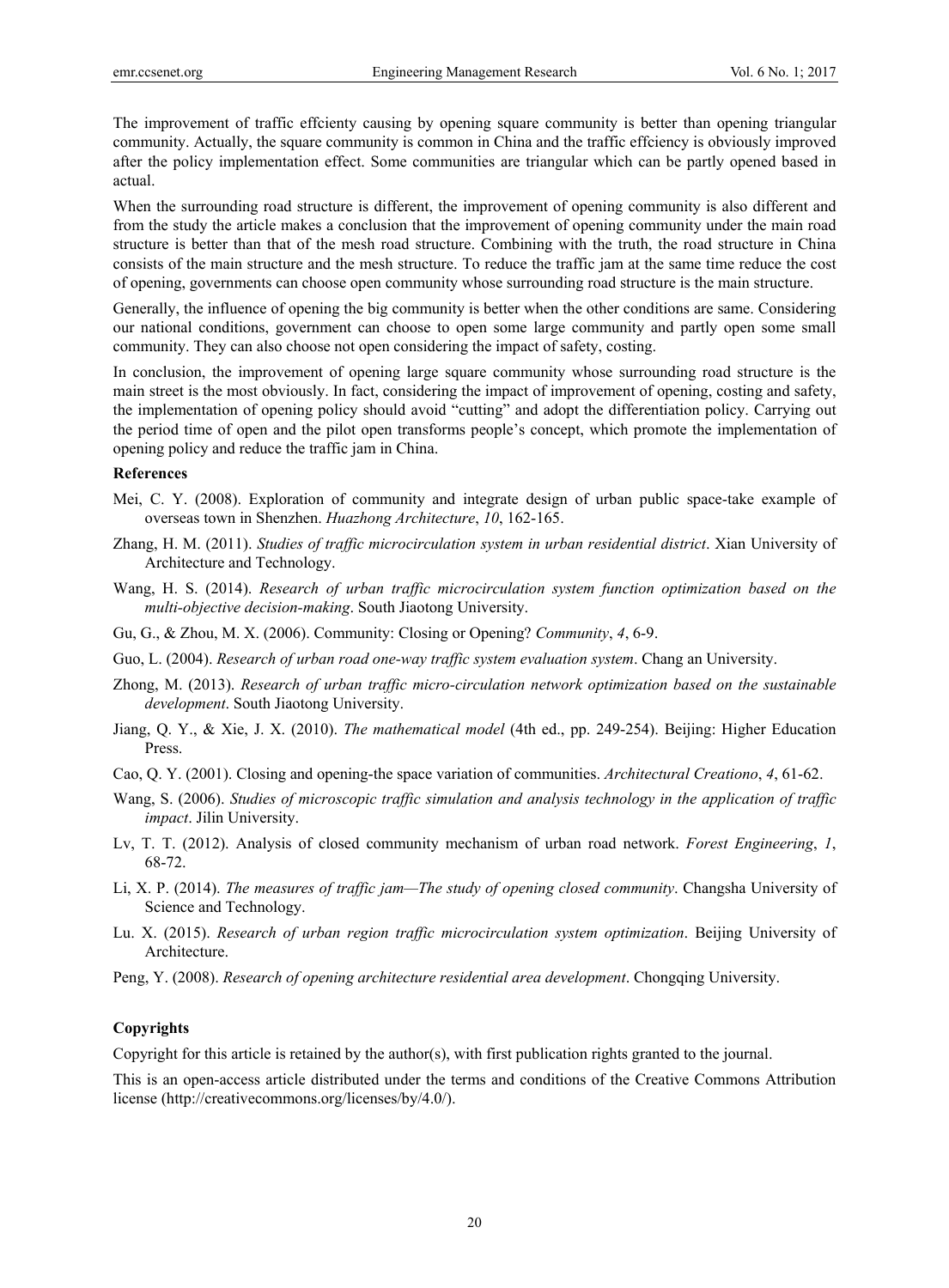The improvement of traffic effcienty causing by opening square community is better than opening triangular community. Actually, the square community is common in China and the traffic effciency is obviously improved after the policy implementation effect. Some communities are triangular which can be partly opened based in actual.

When the surrounding road structure is different, the improvement of opening community is also different and from the study the article makes a conclusion that the improvement of opening community under the main road structure is better than that of the mesh road structure. Combining with the truth, the road structure in China consists of the main structure and the mesh structure. To reduce the traffic jam at the same time reduce the cost of opening, governments can choose open community whose surrounding road structure is the main structure.

Generally, the influence of opening the big community is better when the other conditions are same. Considering our national conditions, government can choose to open some large community and partly open some small community. They can also choose not open considering the impact of safety, costing.

In conclusion, the improvement of opening large square community whose surrounding road structure is the main street is the most obviously. In fact, considering the impact of improvement of opening, costing and safety, the implementation of opening policy should avoid "cutting" and adopt the differentiation policy. Carrying out the period time of open and the pilot open transforms people's concept, which promote the implementation of opening policy and reduce the traffic jam in China.

**References**

Mei, C. Y. (2008). Exploration of community and integrate design of urban public space-take example of overseas town in Shenzhen. *Huazhong Architecture*, *10*, 162-165.

Zhang, H. M. (2011). *Studies of traffic microcirculation system in urban residential district*. Xian University of Architecture and Technology.

Wang, H. S. (2014). *Research of urban traffic microcirculation system function optimization based on the multi-objective decision-making*. South Jiaotong University.

Gu, G., & Zhou, M. X. (2006). Community: Closing or Opening? *Community*, *4*, 6-9.

Guo, L. (2004). *Research of urban road one-way traffic system evaluation system*. Chang an University.

Zhong, M. (2013). *Research of urban traffic micro-circulation network optimization based on the sustainable development*. South Jiaotong University.

Jiang, Q. Y., & Xie, J. X. (2010). *The mathematical model* (4th ed., pp. 249-254). Beijing: Higher Education Press.

Cao, Q. Y. (2001). Closing and opening-the space variation of communities. *Architectural Creationo*, *4*, 61-62.

Wang, S. (2006). *Studies of microscopic traffic simulation and analysis technology in the application of traffic impact*. Jilin University.

Lv, T. T. (2012). Analysis of closed community mechanism of urban road network. *Forest Engineering*, *1*, 68-72.

Li, X. P. (2014). *The measures of traffic jam—The study of opening closed community*. Changsha University of Science and Technology.

Lu. X. (2015). *Research of urban region traffic microcirculation system optimization*. Beijing University of Architecture.

Peng, Y. (2008). *Research of opening architecture residential area development*. Chongqing University.

**Copyrights**

Copyright for this article is retained by the author(s), with first publication rights granted to the journal.

This is an open-access article distributed under the terms and conditions of the Creative Commons Attribution license (http://creativecommons.org/licenses/by/4.0/).